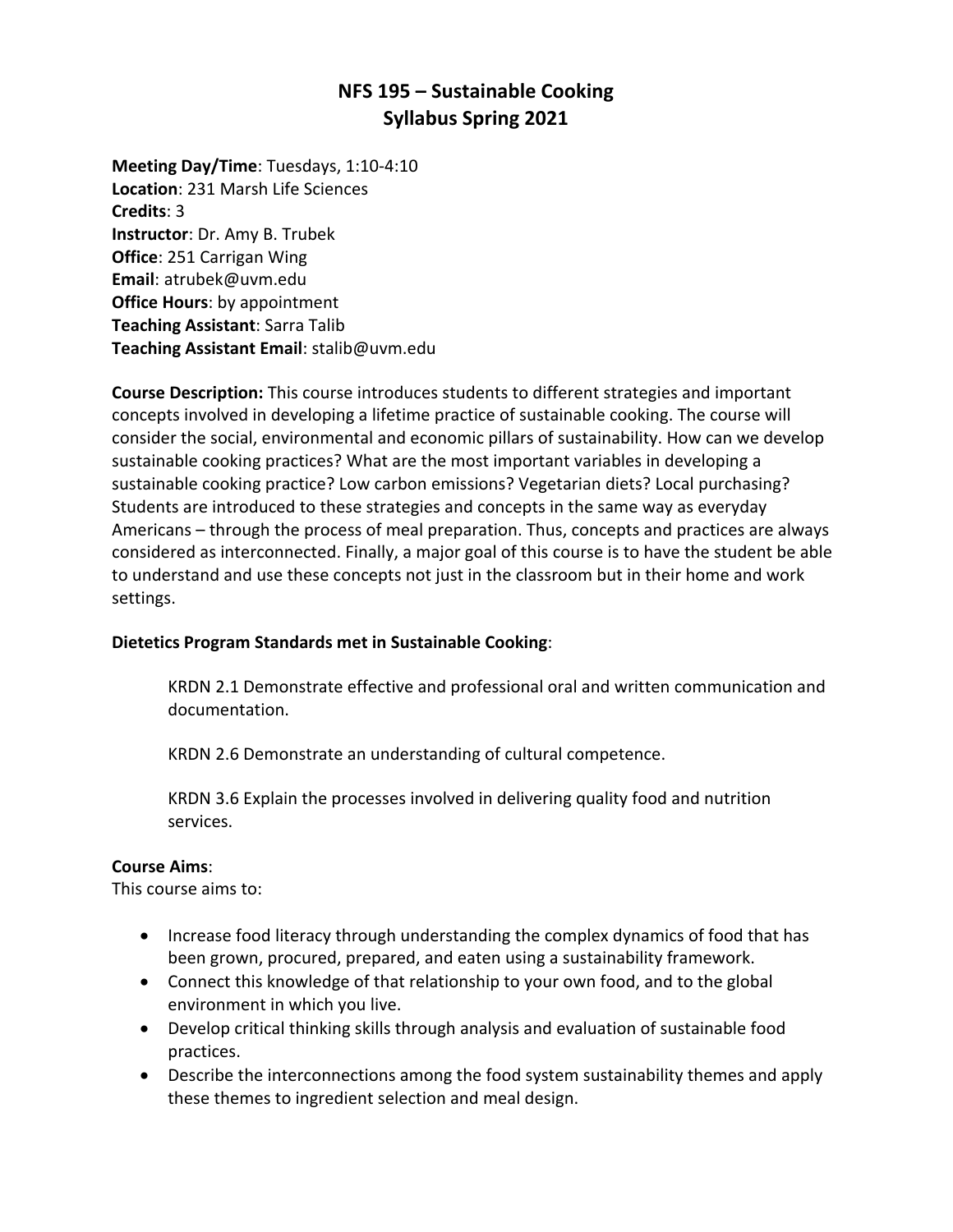# NFS 195 – Sustainable Cooking
# Syllabus Spring 2021

**Meeting Day/Time**: Tuesdays, 1:10-4:10
**Location**: 231 Marsh Life Sciences
**Credits**: 3
**Instructor**: Dr. Amy B. Trubek
**Office**: 251 Carrigan Wing
**Email**: atrubek@uvm.edu
**Office Hours**: by appointment
**Teaching Assistant**: Sarra Talib
**Teaching Assistant Email**: stalib@uvm.edu

**Course Description:** This course introduces students to different strategies and important concepts involved in developing a lifetime practice of sustainable cooking. The course will consider the social, environmental and economic pillars of sustainability. How can we develop sustainable cooking practices? What are the most important variables in developing a sustainable cooking practice? Low carbon emissions? Vegetarian diets? Local purchasing? Students are introduced to these strategies and concepts in the same way as everyday Americans – through the process of meal preparation. Thus, concepts and practices are always considered as interconnected. Finally, a major goal of this course is to have the student be able to understand and use these concepts not just in the classroom but in their home and work settings.

**Dietetics Program Standards met in Sustainable Cooking**:

KRDN 2.1 Demonstrate effective and professional oral and written communication and documentation.

KRDN 2.6 Demonstrate an understanding of cultural competence.

KRDN 3.6 Explain the processes involved in delivering quality food and nutrition services.

**Course Aims**:
This course aims to:

- Increase food literacy through understanding the complex dynamics of food that has been grown, procured, prepared, and eaten using a sustainability framework.
- Connect this knowledge of that relationship to your own food, and to the global environment in which you live.
- Develop critical thinking skills through analysis and evaluation of sustainable food practices.
- Describe the interconnections among the food system sustainability themes and apply these themes to ingredient selection and meal design.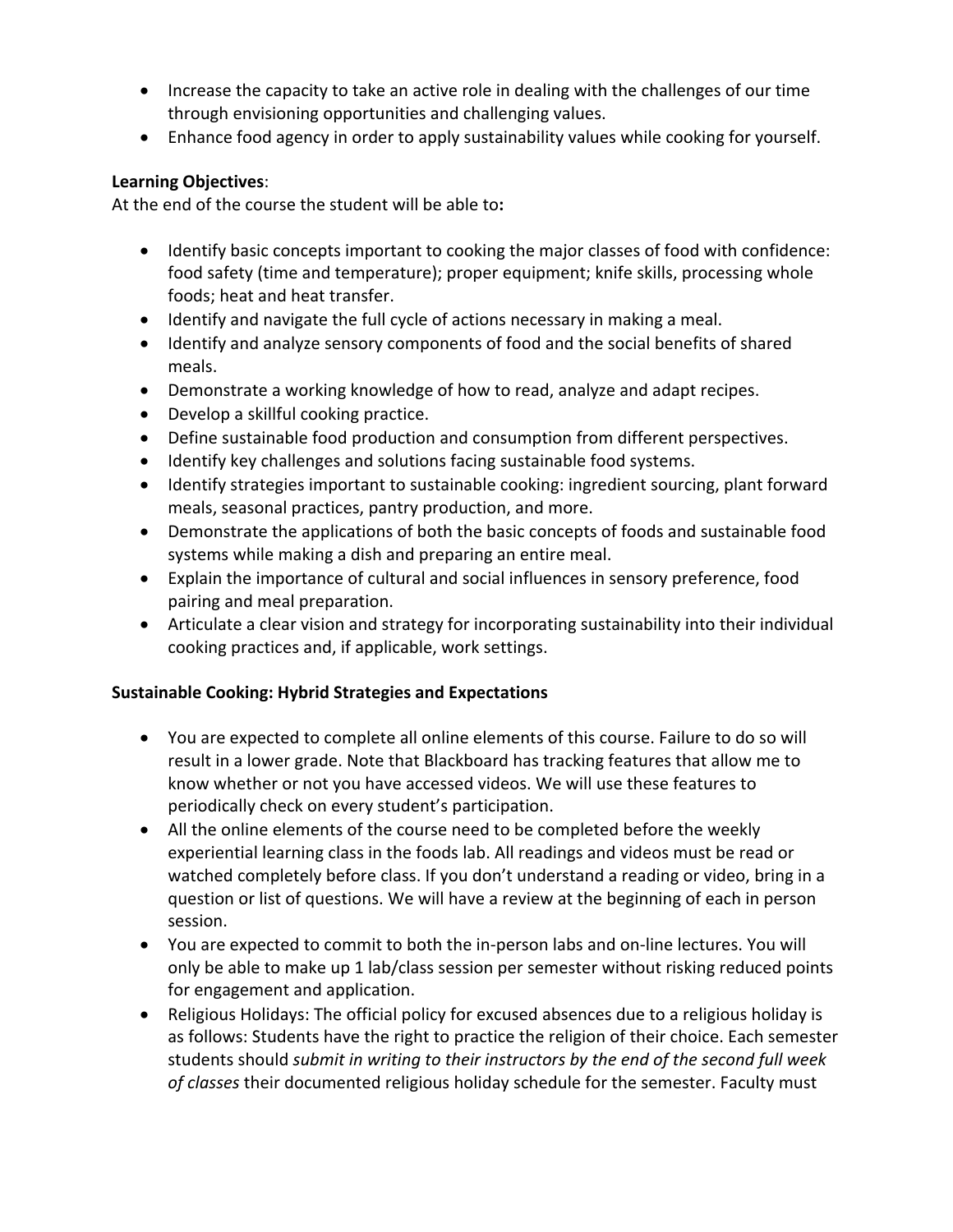- Increase the capacity to take an active role in dealing with the challenges of our time through envisioning opportunities and challenging values.
- Enhance food agency in order to apply sustainability values while cooking for yourself.

**Learning Objectives**:
At the end of the course the student will be able to**:**

- Identify basic concepts important to cooking the major classes of food with confidence: food safety (time and temperature); proper equipment; knife skills, processing whole foods; heat and heat transfer.
- Identify and navigate the full cycle of actions necessary in making a meal.
- Identify and analyze sensory components of food and the social benefits of shared meals.
- Demonstrate a working knowledge of how to read, analyze and adapt recipes.
- Develop a skillful cooking practice.
- Define sustainable food production and consumption from different perspectives.
- Identify key challenges and solutions facing sustainable food systems.
- Identify strategies important to sustainable cooking: ingredient sourcing, plant forward meals, seasonal practices, pantry production, and more.
- Demonstrate the applications of both the basic concepts of foods and sustainable food systems while making a dish and preparing an entire meal.
- Explain the importance of cultural and social influences in sensory preference, food pairing and meal preparation.
- Articulate a clear vision and strategy for incorporating sustainability into their individual cooking practices and, if applicable, work settings.

**Sustainable Cooking: Hybrid Strategies and Expectations**

- You are expected to complete all online elements of this course. Failure to do so will result in a lower grade. Note that Blackboard has tracking features that allow me to know whether or not you have accessed videos. We will use these features to periodically check on every student's participation.
- All the online elements of the course need to be completed before the weekly experiential learning class in the foods lab. All readings and videos must be read or watched completely before class. If you don't understand a reading or video, bring in a question or list of questions. We will have a review at the beginning of each in person session.
- You are expected to commit to both the in-person labs and on-line lectures. You will only be able to make up 1 lab/class session per semester without risking reduced points for engagement and application.
- Religious Holidays: The official policy for excused absences due to a religious holiday is as follows: Students have the right to practice the religion of their choice. Each semester students should *submit in writing to their instructors by the end of the second full week of classes* their documented religious holiday schedule for the semester. Faculty must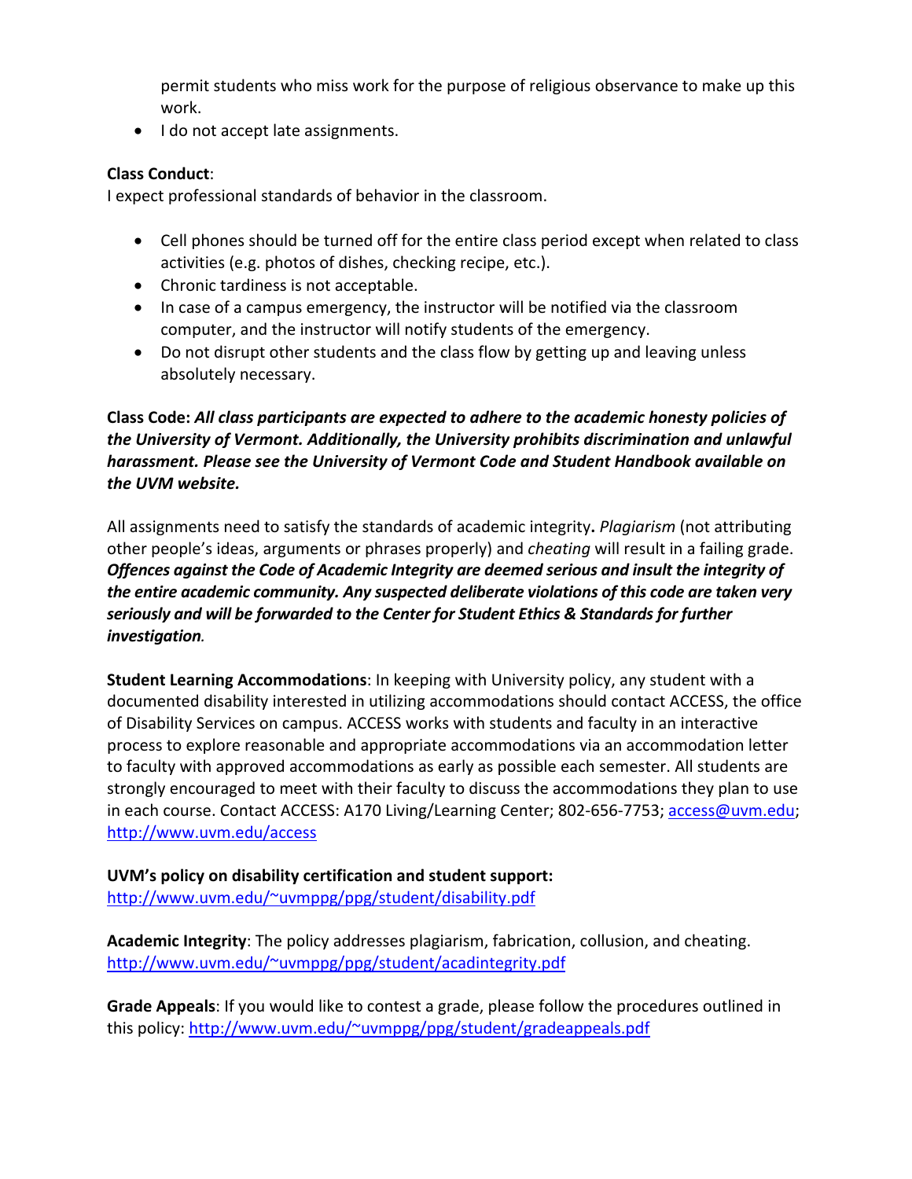permit students who miss work for the purpose of religious observance to make up this work.

- I do not accept late assignments.

**Class Conduct**:
I expect professional standards of behavior in the classroom.

- Cell phones should be turned off for the entire class period except when related to class activities (e.g. photos of dishes, checking recipe, etc.).
- Chronic tardiness is not acceptable.
- In case of a campus emergency, the instructor will be notified via the classroom computer, and the instructor will notify students of the emergency.
- Do not disrupt other students and the class flow by getting up and leaving unless absolutely necessary.

**Class Code:** ***All class participants are expected to adhere to the academic honesty policies of the University of Vermont. Additionally, the University prohibits discrimination and unlawful harassment. Please see the University of Vermont Code and Student Handbook available on the UVM website.***

All assignments need to satisfy the standards of academic integrity**.** *Plagiarism* (not attributing other people's ideas, arguments or phrases properly) and *cheating* will result in a failing grade. ***Offences against the Code of Academic Integrity are deemed serious and insult the integrity of the entire academic community. Any suspected deliberate violations of this code are taken very seriously and will be forwarded to the Center for Student Ethics & Standards for further investigation.***

**Student Learning Accommodations**: In keeping with University policy, any student with a documented disability interested in utilizing accommodations should contact ACCESS, the office of Disability Services on campus. ACCESS works with students and faculty in an interactive process to explore reasonable and appropriate accommodations via an accommodation letter to faculty with approved accommodations as early as possible each semester. All students are strongly encouraged to meet with their faculty to discuss the accommodations they plan to use in each course. Contact ACCESS: A170 Living/Learning Center; 802-656-7753; access@uvm.edu; http://www.uvm.edu/access

**UVM's policy on disability certification and student support:**
http://www.uvm.edu/~uvmppg/ppg/student/disability.pdf

**Academic Integrity**: The policy addresses plagiarism, fabrication, collusion, and cheating.
http://www.uvm.edu/~uvmppg/ppg/student/acadintegrity.pdf

**Grade Appeals**: If you would like to contest a grade, please follow the procedures outlined in this policy: http://www.uvm.edu/~uvmppg/ppg/student/gradeappeals.pdf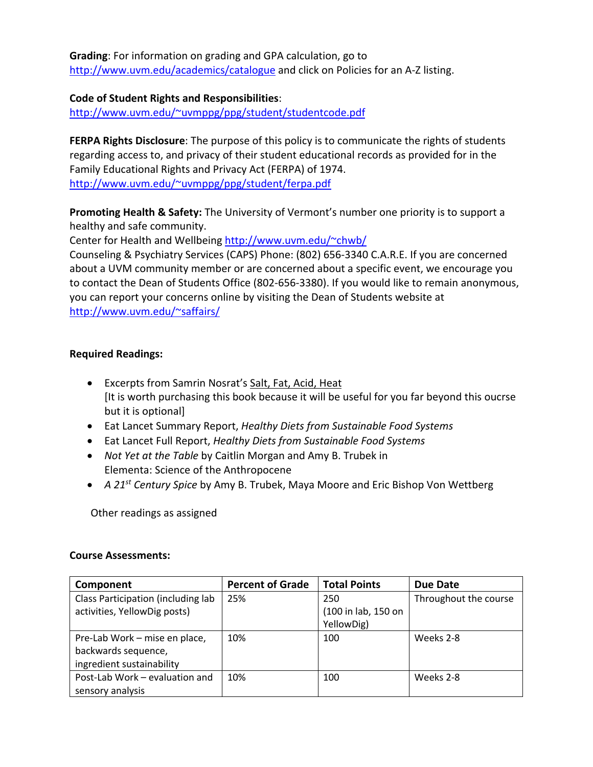**Grading**: For information on grading and GPA calculation, go to http://www.uvm.edu/academics/catalogue and click on Policies for an A-Z listing.

**Code of Student Rights and Responsibilities**: http://www.uvm.edu/~uvmppg/ppg/student/studentcode.pdf

**FERPA Rights Disclosure**: The purpose of this policy is to communicate the rights of students regarding access to, and privacy of their student educational records as provided for in the Family Educational Rights and Privacy Act (FERPA) of 1974. http://www.uvm.edu/~uvmppg/ppg/student/ferpa.pdf

**Promoting Health & Safety:** The University of Vermont's number one priority is to support a healthy and safe community.
Center for Health and Wellbeing http://www.uvm.edu/~chwb/
Counseling & Psychiatry Services (CAPS) Phone: (802) 656-3340 C.A.R.E. If you are concerned about a UVM community member or are concerned about a specific event, we encourage you to contact the Dean of Students Office (802-656-3380). If you would like to remain anonymous, you can report your concerns online by visiting the Dean of Students website at http://www.uvm.edu/~saffairs/

**Required Readings:**

- Excerpts from Samrin Nosrat's Salt, Fat, Acid, Heat
  [It is worth purchasing this book because it will be useful for you far beyond this oucrse but it is optional]
- Eat Lancet Summary Report, *Healthy Diets from Sustainable Food Systems*
- Eat Lancet Full Report, *Healthy Diets from Sustainable Food Systems*
- *Not Yet at the Table* by Caitlin Morgan and Amy B. Trubek in Elementa: Science of the Anthropocene
- *A 21st Century Spice* by Amy B. Trubek, Maya Moore and Eric Bishop Von Wettberg

Other readings as assigned

**Course Assessments:**

| Component | Percent of Grade | Total Points | Due Date |
|---|---|---|---|
| Class Participation (including lab activities, YellowDig posts) | 25% | 250 (100 in lab, 150 on YellowDig) | Throughout the course |
| Pre-Lab Work – mise en place, backwards sequence, ingredient sustainability | 10% | 100 | Weeks 2-8 |
| Post-Lab Work – evaluation and sensory analysis | 10% | 100 | Weeks 2-8 |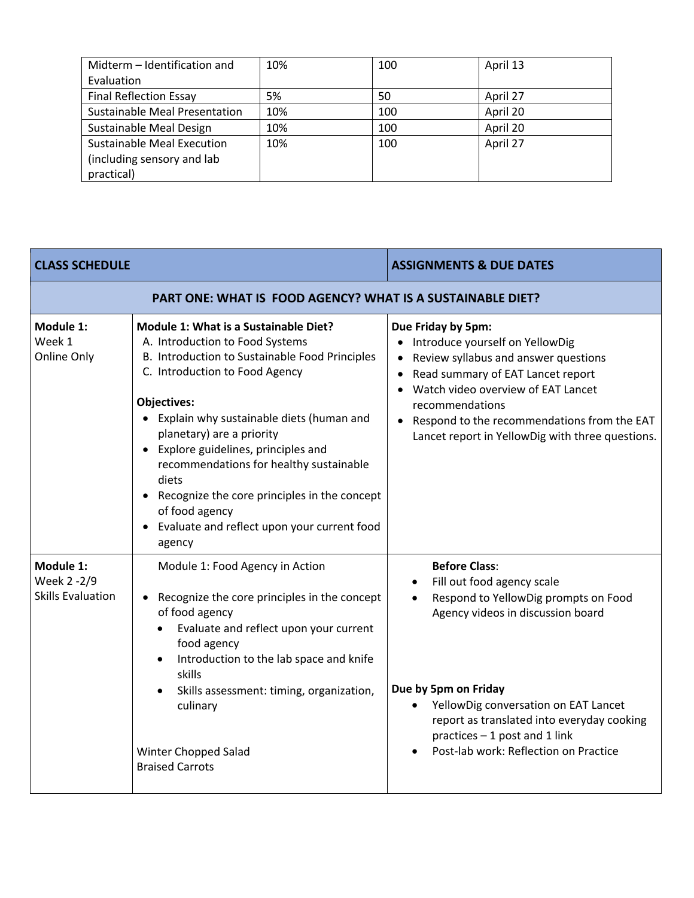| Midterm – Identification and Evaluation | 10% | 100 | April 13 |
|---|---|---|---|
| Final Reflection Essay | 5% | 50 | April 27 |
| Sustainable Meal Presentation | 10% | 100 | April 20 |
| Sustainable Meal Design | 10% | 100 | April 20 |
| Sustainable Meal Execution (including sensory and lab practical) | 10% | 100 | April 27 |

| CLASS SCHEDULE | | ASSIGNMENTS & DUE DATES |
|---|---|---|
| **PART ONE: WHAT IS FOOD AGENCY? WHAT IS A SUSTAINABLE DIET?** | | |
| **Module 1:**<br>Week 1<br>Online Only | **Module 1: What is a Sustainable Diet?**<br>A. Introduction to Food Systems<br>B. Introduction to Sustainable Food Principles<br>C. Introduction to Food Agency<br><br>**Objectives:**<br>• Explain why sustainable diets (human and planetary) are a priority<br>• Explore guidelines, principles and recommendations for healthy sustainable diets<br>• Recognize the core principles in the concept of food agency<br>• Evaluate and reflect upon your current food agency | **Due Friday by 5pm:**<br>• Introduce yourself on YellowDig<br>• Review syllabus and answer questions<br>• Read summary of EAT Lancet report<br>• Watch video overview of EAT Lancet recommendations<br>• Respond to the recommendations from the EAT Lancet report in YellowDig with three questions. |
| **Module 1:**<br>Week 2 -2/9<br>Skills Evaluation | Module 1: Food Agency in Action<br><br>• Recognize the core principles in the concept of food agency<br>• Evaluate and reflect upon your current food agency<br>• Introduction to the lab space and knife skills<br>• Skills assessment: timing, organization, culinary<br><br>Winter Chopped Salad<br>Braised Carrots | **Before Class**:<br>• Fill out food agency scale<br>• Respond to YellowDig prompts on Food Agency videos in discussion board<br><br>**Due by 5pm on Friday**<br>• YellowDig conversation on EAT Lancet report as translated into everyday cooking practices – 1 post and 1 link<br>• Post-lab work: Reflection on Practice |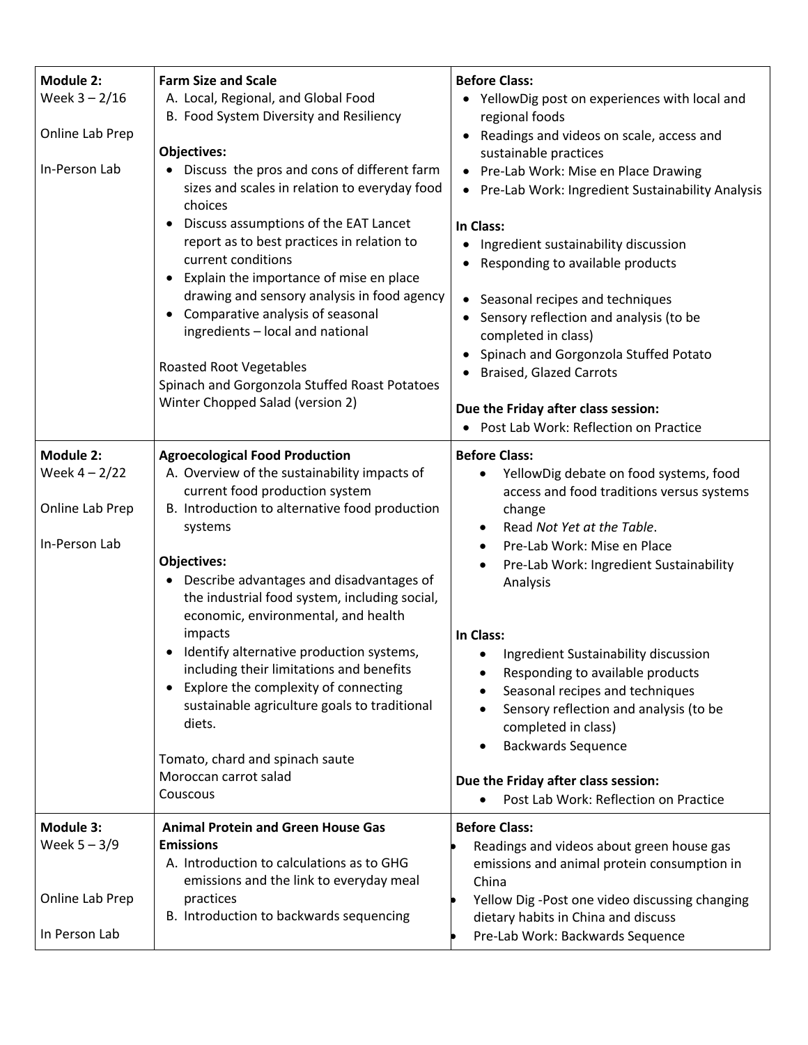| | | |
|---|---|---|
| **Module 2:**<br>Week 3 – 2/16<br><br>Online Lab Prep<br><br>In-Person Lab | **Farm Size and Scale**<br>A. Local, Regional, and Global Food<br>B. Food System Diversity and Resiliency<br><br>**Objectives:**<br>• Discuss the pros and cons of different farm sizes and scales in relation to everyday food choices<br>• Discuss assumptions of the EAT Lancet report as to best practices in relation to current conditions<br>• Explain the importance of mise en place drawing and sensory analysis in food agency<br>• Comparative analysis of seasonal ingredients – local and national<br><br>Roasted Root Vegetables<br>Spinach and Gorgonzola Stuffed Roast Potatoes<br>Winter Chopped Salad (version 2) | **Before Class:**<br>• YellowDig post on experiences with local and regional foods<br>• Readings and videos on scale, access and sustainable practices<br>• Pre-Lab Work: Mise en Place Drawing<br>• Pre-Lab Work: Ingredient Sustainability Analysis<br><br>**In Class:**<br>• Ingredient sustainability discussion<br>• Responding to available products<br><br>• Seasonal recipes and techniques<br>• Sensory reflection and analysis (to be completed in class)<br>• Spinach and Gorgonzola Stuffed Potato<br>• Braised, Glazed Carrots<br><br>**Due the Friday after class session:**<br>• Post Lab Work: Reflection on Practice |
| **Module 2:**<br>Week 4 – 2/22<br><br>Online Lab Prep<br><br>In-Person Lab | **Agroecological Food Production**<br>A. Overview of the sustainability impacts of current food production system<br>B. Introduction to alternative food production systems<br><br>**Objectives:**<br>• Describe advantages and disadvantages of the industrial food system, including social, economic, environmental, and health impacts<br>• Identify alternative production systems, including their limitations and benefits<br>• Explore the complexity of connecting sustainable agriculture goals to traditional diets.<br><br>Tomato, chard and spinach saute<br>Moroccan carrot salad<br>Couscous | **Before Class:**<br>• YellowDig debate on food systems, food access and food traditions versus systems change<br>• Read *Not Yet at the Table*.<br>• Pre-Lab Work: Mise en Place<br>• Pre-Lab Work: Ingredient Sustainability Analysis<br><br>**In Class:**<br>• Ingredient Sustainability discussion<br>• Responding to available products<br>• Seasonal recipes and techniques<br>• Sensory reflection and analysis (to be completed in class)<br>• Backwards Sequence<br><br>**Due the Friday after class session:**<br>• Post Lab Work: Reflection on Practice |
| **Module 3:**<br>Week 5 – 3/9<br><br>Online Lab Prep<br><br>In Person Lab | **Animal Protein and Green House Gas Emissions**<br>A. Introduction to calculations as to GHG emissions and the link to everyday meal practices<br>B. Introduction to backwards sequencing | **Before Class:**<br>• Readings and videos about green house gas emissions and animal protein consumption in China<br>• Yellow Dig -Post one video discussing changing dietary habits in China and discuss<br>• Pre-Lab Work: Backwards Sequence |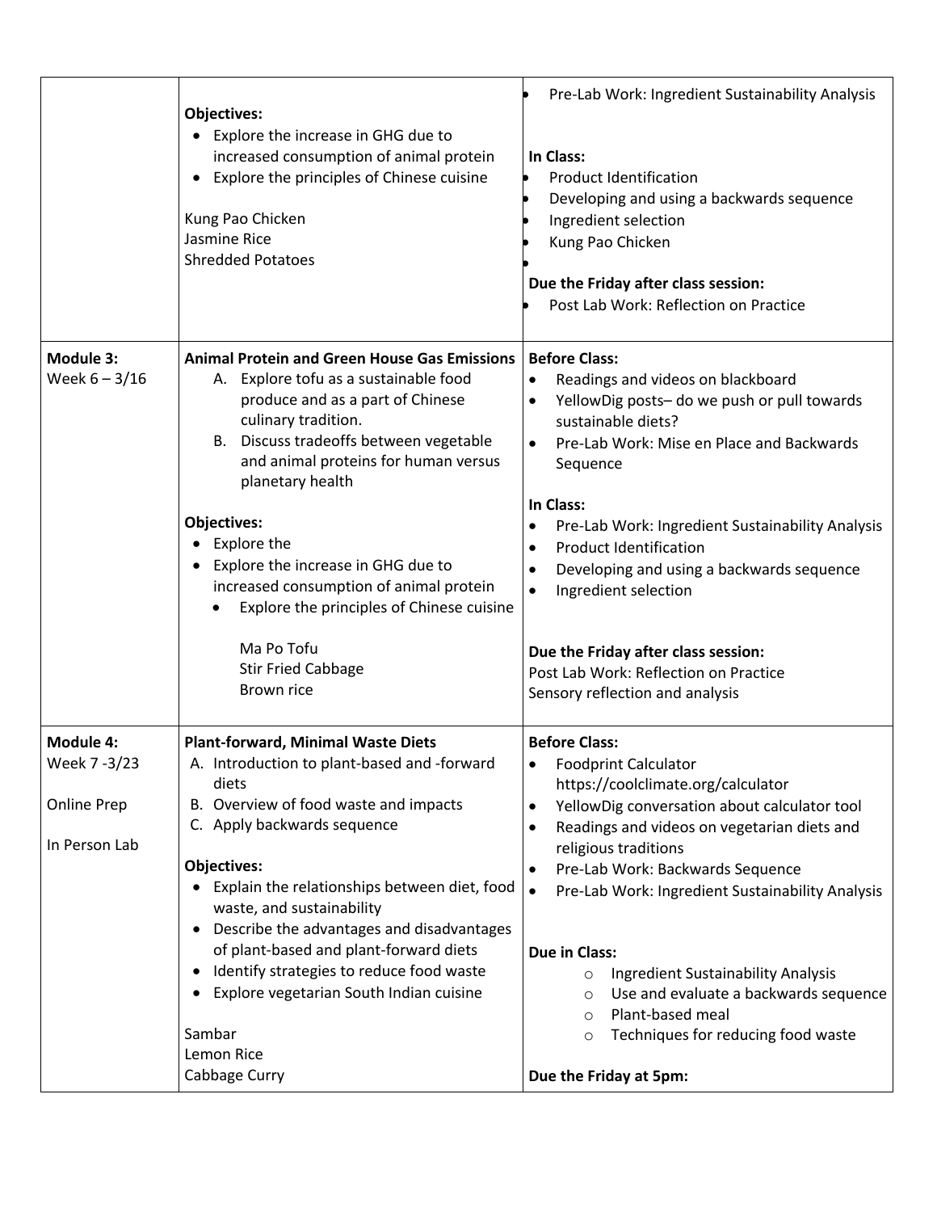| | | |
|---|---|---|
| | **Objectives:**<br>• Explore the increase in GHG due to increased consumption of animal protein<br>• Explore the principles of Chinese cuisine<br><br>Kung Pao Chicken<br>Jasmine Rice<br>Shredded Potatoes | • Pre-Lab Work: Ingredient Sustainability Analysis<br><br>**In Class:**<br>• Product Identification<br>• Developing and using a backwards sequence<br>• Ingredient selection<br>• Kung Pao Chicken<br>•<br>**Due the Friday after class session:**<br>• Post Lab Work: Reflection on Practice |
| **Module 3:**<br>Week 6 – 3/16 | **Animal Protein and Green House Gas Emissions**<br>A. Explore tofu as a sustainable food produce and as a part of Chinese culinary tradition.<br>B. Discuss tradeoffs between vegetable and animal proteins for human versus planetary health<br><br>**Objectives:**<br>• Explore the<br>• Explore the increase in GHG due to increased consumption of animal protein<br>• Explore the principles of Chinese cuisine<br><br>Ma Po Tofu<br>Stir Fried Cabbage<br>Brown rice | **Before Class:**<br>• Readings and videos on blackboard<br>• YellowDig posts– do we push or pull towards sustainable diets?<br>• Pre-Lab Work: Mise en Place and Backwards Sequence<br><br>**In Class:**<br>• Pre-Lab Work: Ingredient Sustainability Analysis<br>• Product Identification<br>• Developing and using a backwards sequence<br>• Ingredient selection<br><br>**Due the Friday after class session:**<br>Post Lab Work: Reflection on Practice<br>Sensory reflection and analysis |
| **Module 4:**<br>Week 7 -3/23<br><br>Online Prep<br><br>In Person Lab | **Plant-forward, Minimal Waste Diets**<br>A. Introduction to plant-based and -forward diets<br>B. Overview of food waste and impacts<br>C. Apply backwards sequence<br><br>**Objectives:**<br>• Explain the relationships between diet, food waste, and sustainability<br>• Describe the advantages and disadvantages of plant-based and plant-forward diets<br>• Identify strategies to reduce food waste<br>• Explore vegetarian South Indian cuisine<br><br>Sambar<br>Lemon Rice<br>Cabbage Curry | **Before Class:**<br>• Foodprint Calculator https://coolclimate.org/calculator<br>• YellowDig conversation about calculator tool<br>• Readings and videos on vegetarian diets and religious traditions<br>• Pre-Lab Work: Backwards Sequence<br>• Pre-Lab Work: Ingredient Sustainability Analysis<br><br>**Due in Class:**<br>○ Ingredient Sustainability Analysis<br>○ Use and evaluate a backwards sequence<br>○ Plant-based meal<br>○ Techniques for reducing food waste<br><br>**Due the Friday at 5pm:** |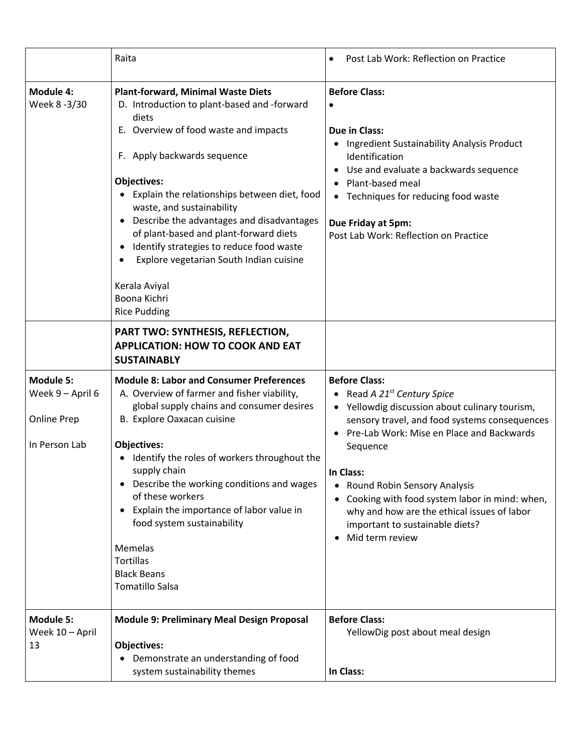| | | |
|---|---|---|
| | Raita | • Post Lab Work: Reflection on Practice |
| **Module 4:**<br>Week 8 -3/30 | **Plant-forward, Minimal Waste Diets**<br>D. Introduction to plant-based and -forward diets<br>E. Overview of food waste and impacts<br><br>F. Apply backwards sequence<br><br>**Objectives:**<br>• Explain the relationships between diet, food waste, and sustainability<br>• Describe the advantages and disadvantages of plant-based and plant-forward diets<br>• Identify strategies to reduce food waste<br>• Explore vegetarian South Indian cuisine<br><br>Kerala Aviyal<br>Boona Kichri<br>Rice Pudding | **Before Class:**<br>•<br><br>**Due in Class:**<br>• Ingredient Sustainability Analysis Product Identification<br>• Use and evaluate a backwards sequence<br>• Plant-based meal<br>• Techniques for reducing food waste<br><br>**Due Friday at 5pm:**<br>Post Lab Work: Reflection on Practice |
| | **PART TWO: SYNTHESIS, REFLECTION, APPLICATION: HOW TO COOK AND EAT SUSTAINABLY** | |
| **Module 5:**<br>Week 9 – April 6<br><br>Online Prep<br><br>In Person Lab | **Module 8: Labor and Consumer Preferences**<br>A. Overview of farmer and fisher viability, global supply chains and consumer desires<br>B. Explore Oaxacan cuisine<br><br>**Objectives:**<br>• Identify the roles of workers throughout the supply chain<br>• Describe the working conditions and wages of these workers<br>• Explain the importance of labor value in food system sustainability<br><br>Memelas<br>Tortillas<br>Black Beans<br>Tomatillo Salsa | **Before Class:**<br>• Read *A 21st Century Spice*<br>• Yellowdig discussion about culinary tourism, sensory travel, and food systems consequences<br>• Pre-Lab Work: Mise en Place and Backwards Sequence<br><br>**In Class:**<br>• Round Robin Sensory Analysis<br>• Cooking with food system labor in mind: when, why and how are the ethical issues of labor important to sustainable diets?<br>• Mid term review |
| **Module 5:**<br>Week 10 – April 13 | **Module 9: Preliminary Meal Design Proposal**<br><br>**Objectives:**<br>• Demonstrate an understanding of food system sustainability themes | **Before Class:**<br>YellowDig post about meal design<br><br><br>**In Class:** |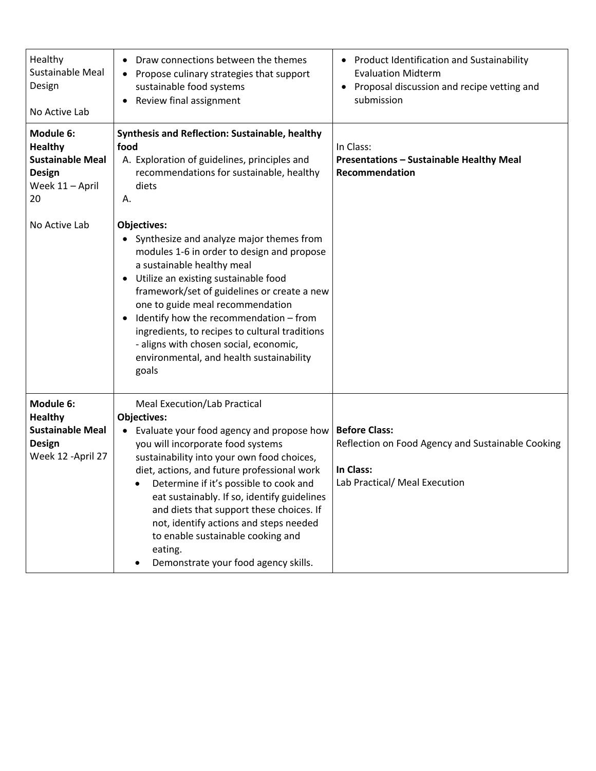| | | |
|---|---|---|
| Healthy Sustainable Meal Design<br><br>No Active Lab | • Draw connections between the themes<br>• Propose culinary strategies that support sustainable food systems<br>• Review final assignment | • Product Identification and Sustainability Evaluation Midterm<br>• Proposal discussion and recipe vetting and submission |
| **Module 6: Healthy Sustainable Meal Design**<br>Week 11 – April 20<br><br>No Active Lab | **Synthesis and Reflection: Sustainable, healthy food**<br>A. Exploration of guidelines, principles and recommendations for sustainable, healthy diets<br>A.<br><br>**Objectives:**<br>• Synthesize and analyze major themes from modules 1-6 in order to design and propose a sustainable healthy meal<br>• Utilize an existing sustainable food framework/set of guidelines or create a new one to guide meal recommendation<br>• Identify how the recommendation – from ingredients, to recipes to cultural traditions - aligns with chosen social, economic, environmental, and health sustainability goals | In Class:<br>**Presentations – Sustainable Healthy Meal Recommendation** |
| **Module 6: Healthy Sustainable Meal Design**<br>Week 12 -April 27 | Meal Execution/Lab Practical<br>**Objectives:**<br>• Evaluate your food agency and propose how you will incorporate food systems sustainability into your own food choices, diet, actions, and future professional work<br>  • Determine if it's possible to cook and eat sustainably. If so, identify guidelines and diets that support these choices. If not, identify actions and steps needed to enable sustainable cooking and eating.<br>  • Demonstrate your food agency skills. | **Before Class:**<br>Reflection on Food Agency and Sustainable Cooking<br><br>**In Class:**<br>Lab Practical/ Meal Execution |